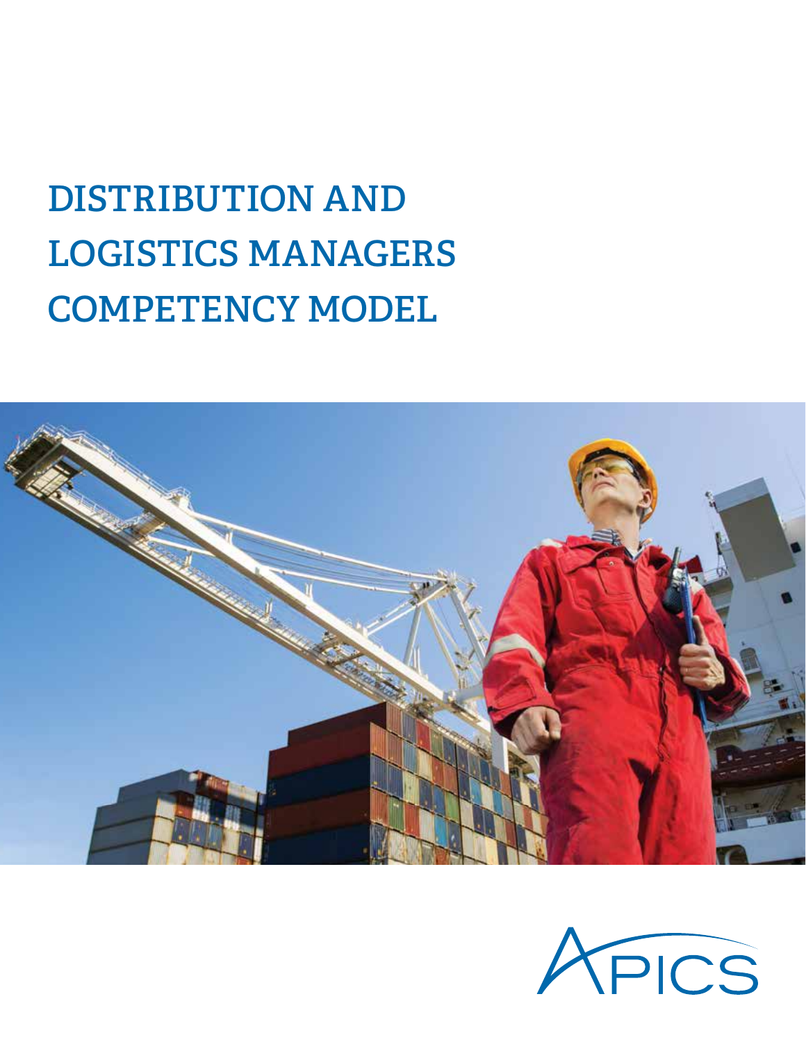# DISTRIBUTION AND LOGISTICS MANAGERS COMPETENCY MODEL

APICS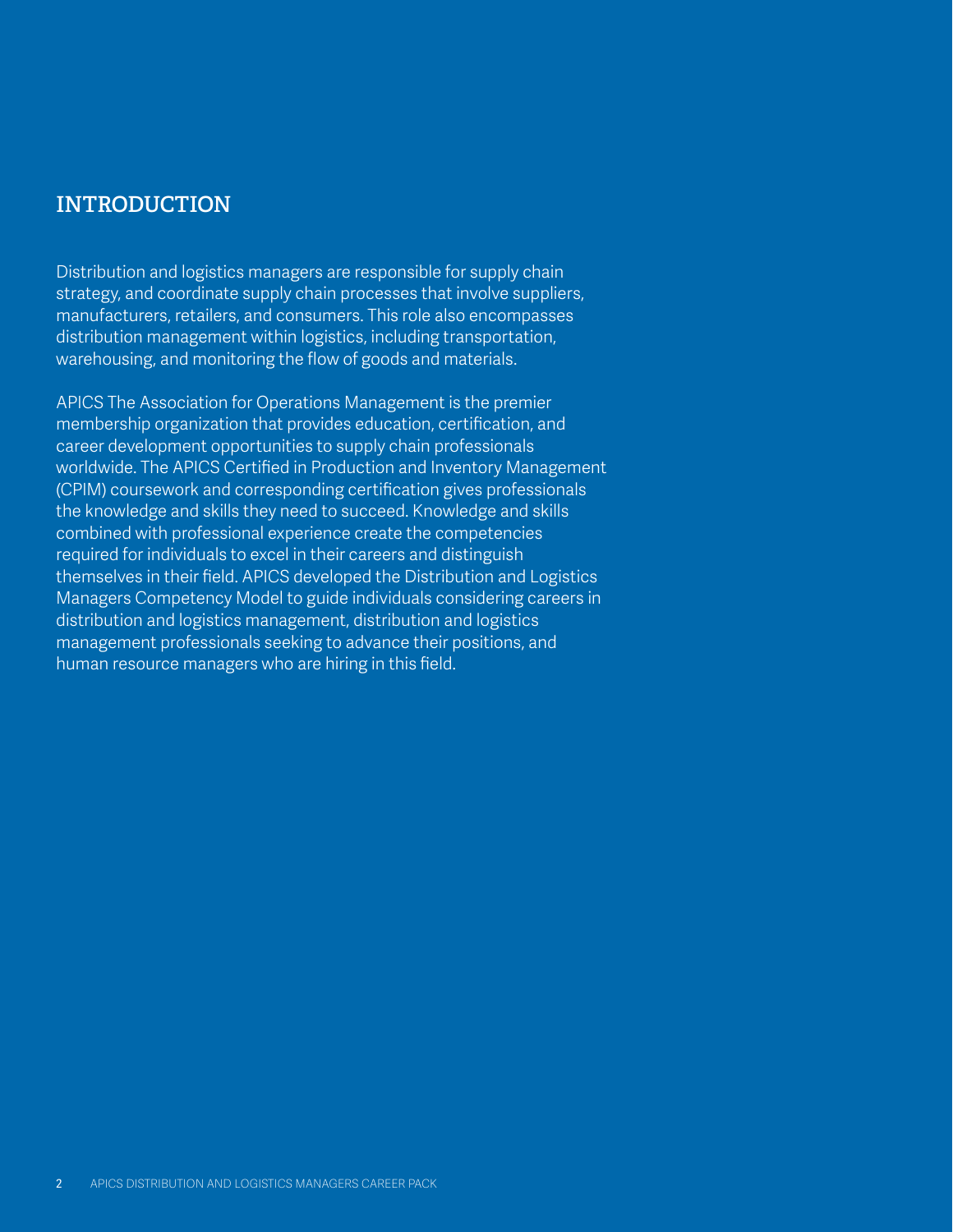## INTRODUCTION

Distribution and logistics managers are responsible for supply chain strategy, and coordinate supply chain processes that involve suppliers, manufacturers, retailers, and consumers. This role also encompasses distribution management within logistics, including transportation, warehousing, and monitoring the flow of goods and materials.

APICS The Association for Operations Management is the premier membership organization that provides education, certification, and career development opportunities to supply chain professionals worldwide. The APICS Certified in Production and Inventory Management (CPIM) coursework and corresponding certification gives professionals the knowledge and skills they need to succeed. Knowledge and skills combined with professional experience create the competencies required for individuals to excel in their careers and distinguish themselves in their field. APICS developed the Distribution and Logistics Managers Competency Model to guide individuals considering careers in distribution and logistics management, distribution and logistics management professionals seeking to advance their positions, and human resource managers who are hiring in this field.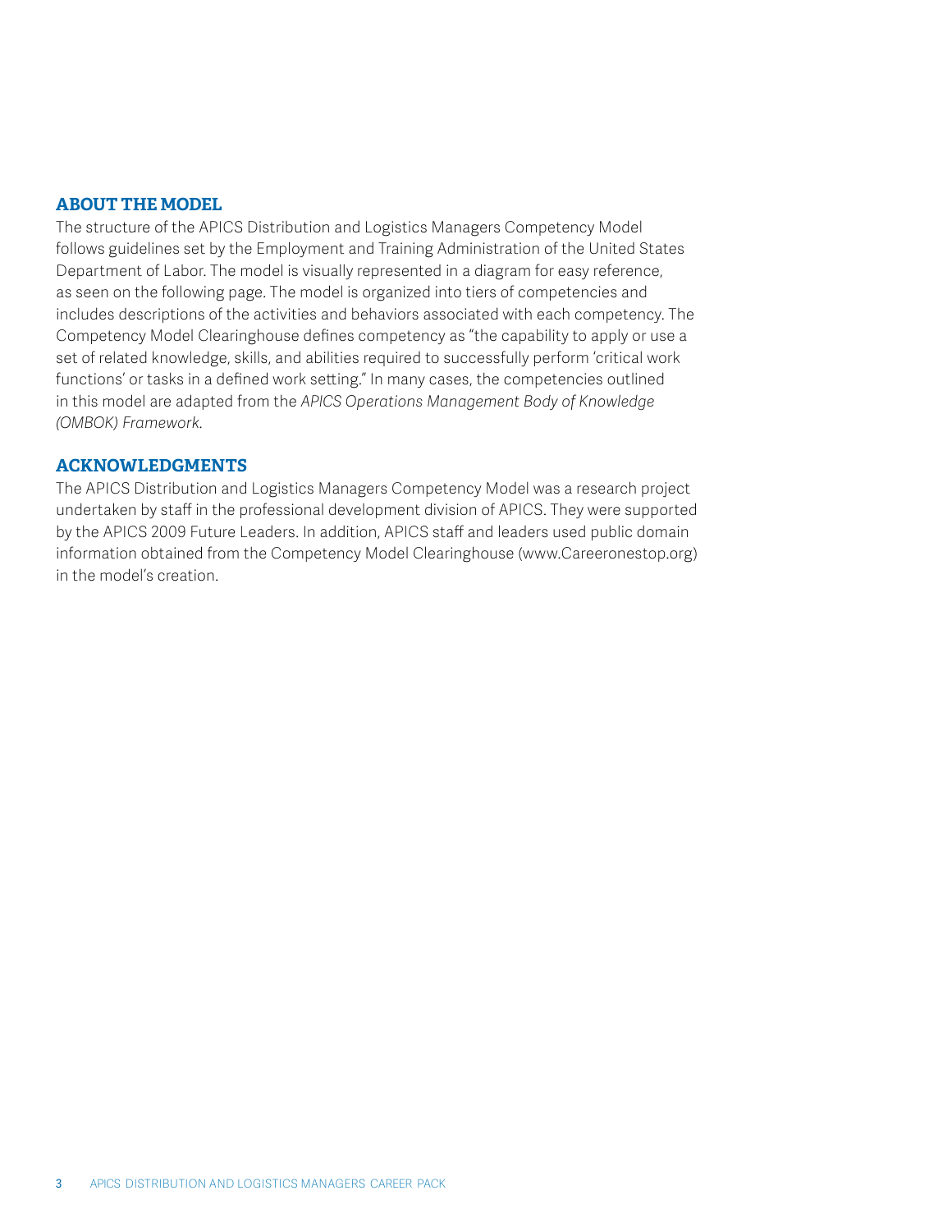## ABOUT THE MODEL

The structure of the APICS Distribution and Logistics Managers Competency Model follows guidelines set by the Employment and Training Administration of the United States Department of Labor. The model is visually represented in a diagram for easy reference, as seen on the following page. The model is organized into tiers of competencies and includes descriptions of the activities and behaviors associated with each competency. The Competency Model Clearinghouse defines competency as "the capability to apply or use a set of related knowledge, skills, and abilities required to successfully perform 'critical work functions' or tasks in a defined work setting." In many cases, the competencies outlined in this model are adapted from the *APICS Operations Management Body of Knowledge (OMBOK) Framework.*

## ACKNOWLEDGMENTS

The APICS Distribution and Logistics Managers Competency Model was a research project undertaken by staff in the professional development division of APICS. They were supported by the APICS 2009 Future Leaders. In addition, APICS staff and leaders used public domain information obtained from the Competency Model Clearinghouse (www.Careeronestop.org) in the model's creation.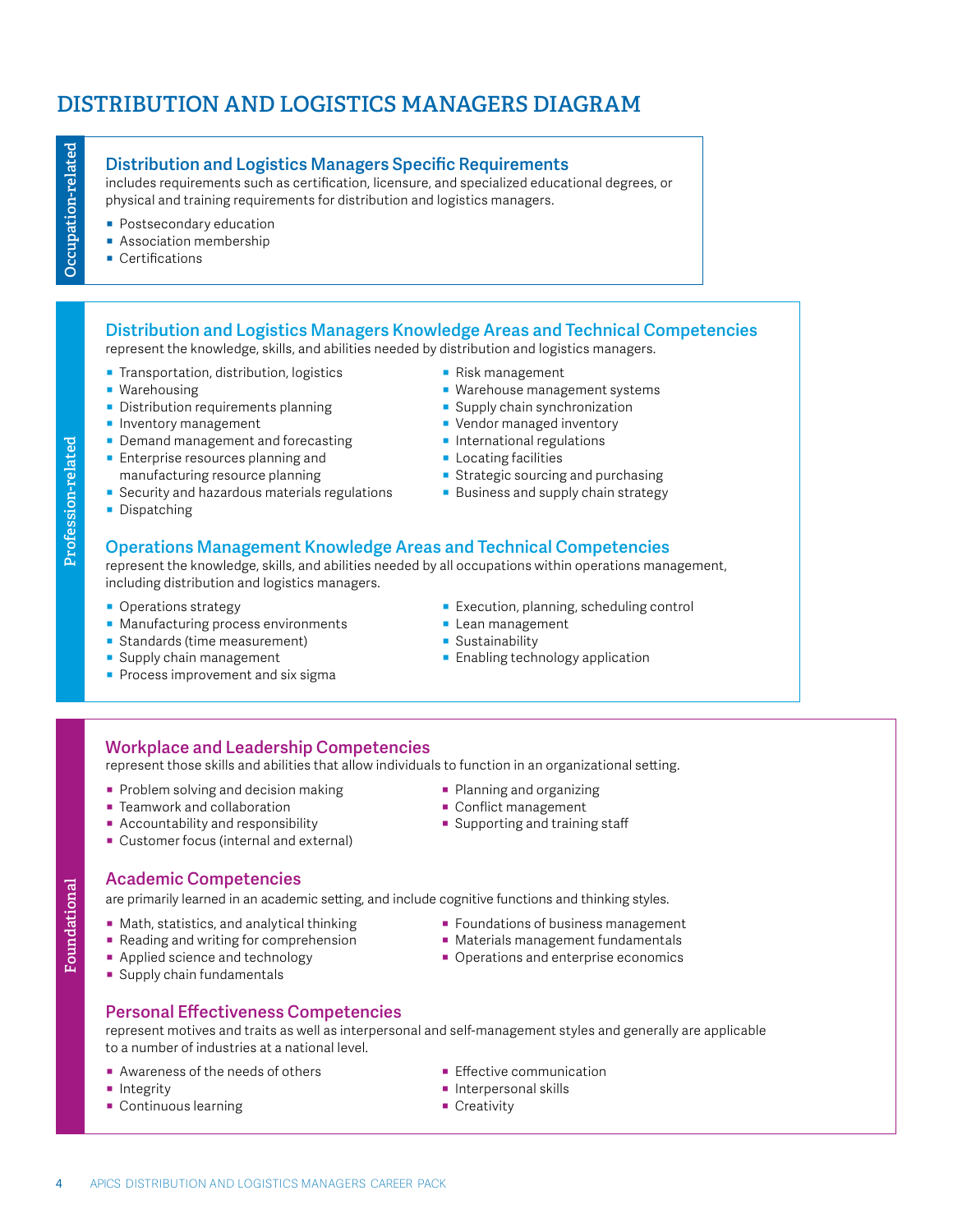# DISTRIBUTION AND LOGISTICS MANAGERS DIAGRAM

**Occupation-related**

## Distribution and Logistics Managers Specific Requirements

includes requirements such as certification, licensure, and specialized educational degrees, or physical and training requirements for distribution and logistics managers.

- Postsecondary education
- Association membership
- Certifications

**Profession-related**

## Distribution and Logistics Managers Knowledge Areas and Technical Competencies

represent the knowledge, skills, and abilities needed by distribution and logistics managers.

- Transportation, distribution, logistics
- Warehousing
- Distribution requirements planning
- Inventory management
- Demand management and forecasting
- Enterprise resources planning and manufacturing resource planning
- Security and hazardous materials regulations
- Dispatching
- Risk management
- Warehouse management systems
- Supply chain synchronization
- Vendor managed inventory
- International regulations
- Locating facilities
- Strategic sourcing and purchasing
- Business and supply chain strategy

## Operations Management Knowledge Areas and Technical Competencies

represent the knowledge, skills, and abilities needed by all occupations within operations management, including distribution and logistics managers.

- Operations strategy
- Manufacturing process environments
- Standards (time measurement)
- Supply chain management
- Process improvement and six sigma
- Execution, planning, scheduling control
- Lean management
- Sustainability
- Enabling technology application

**Foundational**

## Workplace and Leadership Competencies

represent those skills and abilities that allow individuals to function in an organizational setting.

- Problem solving and decision making
- Teamwork and collaboration
- Accountability and responsibility
- Customer focus (internal and external)
- Planning and organizing
- Conflict management
- Supporting and training staff

## Academic Competencies

are primarily learned in an academic setting, and include cognitive functions and thinking styles.

- Math, statistics, and analytical thinking
- Reading and writing for comprehension
- Applied science and technology
- Supply chain fundamentals
- Foundations of business management
- Materials management fundamentals
- Operations and enterprise economics

## Personal Effectiveness Competencies

represent motives and traits as well as interpersonal and self-management styles and generally are applicable to a number of industries at a national level.

- Awareness of the needs of others
- Integrity
- Continuous learning
- Effective communication
- Interpersonal skills
- Creativity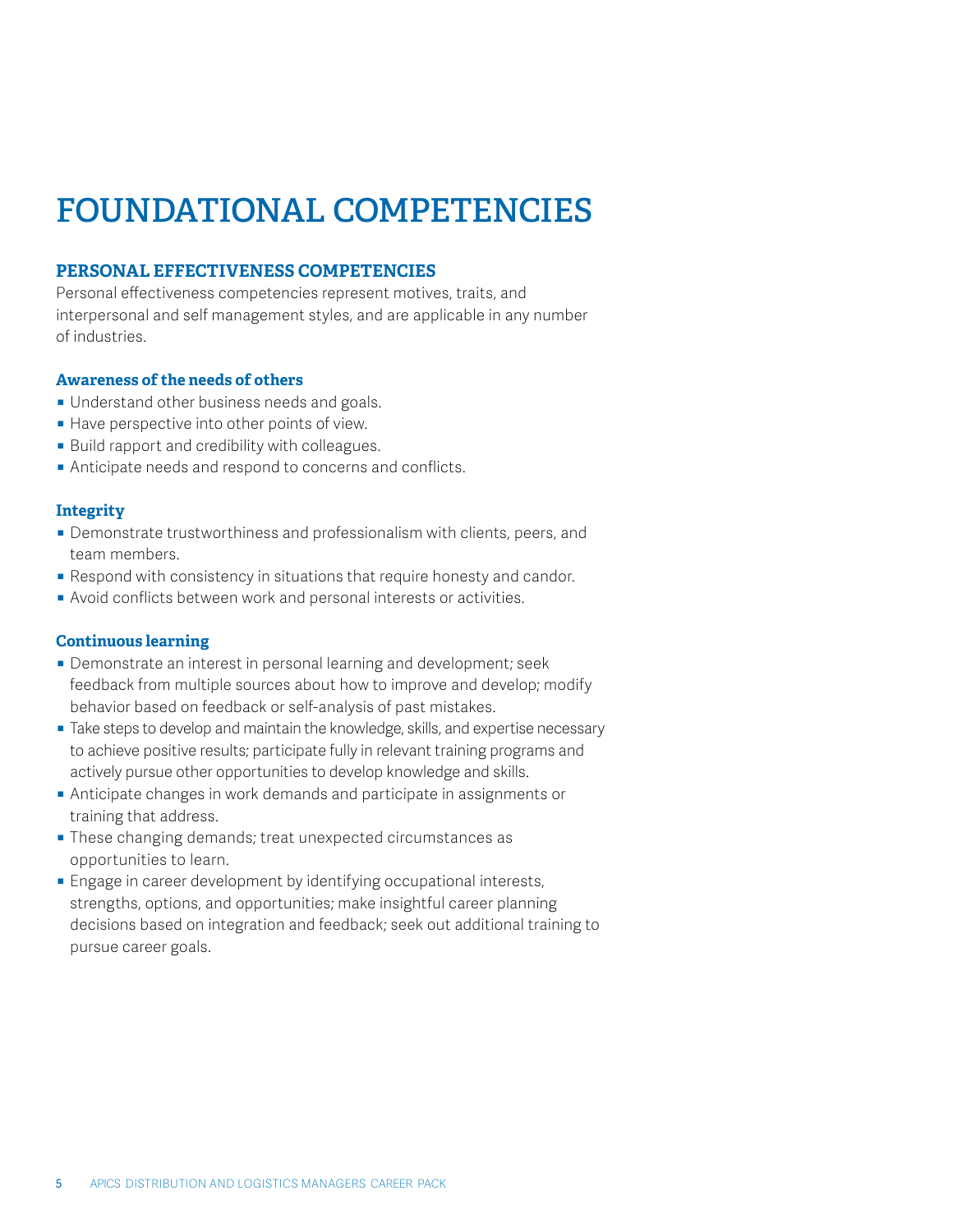# FOUNDATIONAL COMPETENCIES

## PERSONAL EFFECTIVENESS COMPETENCIES

Personal effectiveness competencies represent motives, traits, and interpersonal and self management styles, and are applicable in any number of industries.

### Awareness of the needs of others

- Understand other business needs and goals.
- Have perspective into other points of view.
- Build rapport and credibility with colleagues.
- Anticipate needs and respond to concerns and conflicts.

### Integrity

- Demonstrate trustworthiness and professionalism with clients, peers, and team members.
- Respond with consistency in situations that require honesty and candor.
- Avoid conflicts between work and personal interests or activities.

### Continuous learning

- Demonstrate an interest in personal learning and development; seek feedback from multiple sources about how to improve and develop; modify behavior based on feedback or self-analysis of past mistakes.
- Take steps to develop and maintain the knowledge, skills, and expertise necessary to achieve positive results; participate fully in relevant training programs and actively pursue other opportunities to develop knowledge and skills.
- Anticipate changes in work demands and participate in assignments or training that address.
- These changing demands; treat unexpected circumstances as opportunities to learn.
- Engage in career development by identifying occupational interests, strengths, options, and opportunities; make insightful career planning decisions based on integration and feedback; seek out additional training to pursue career goals.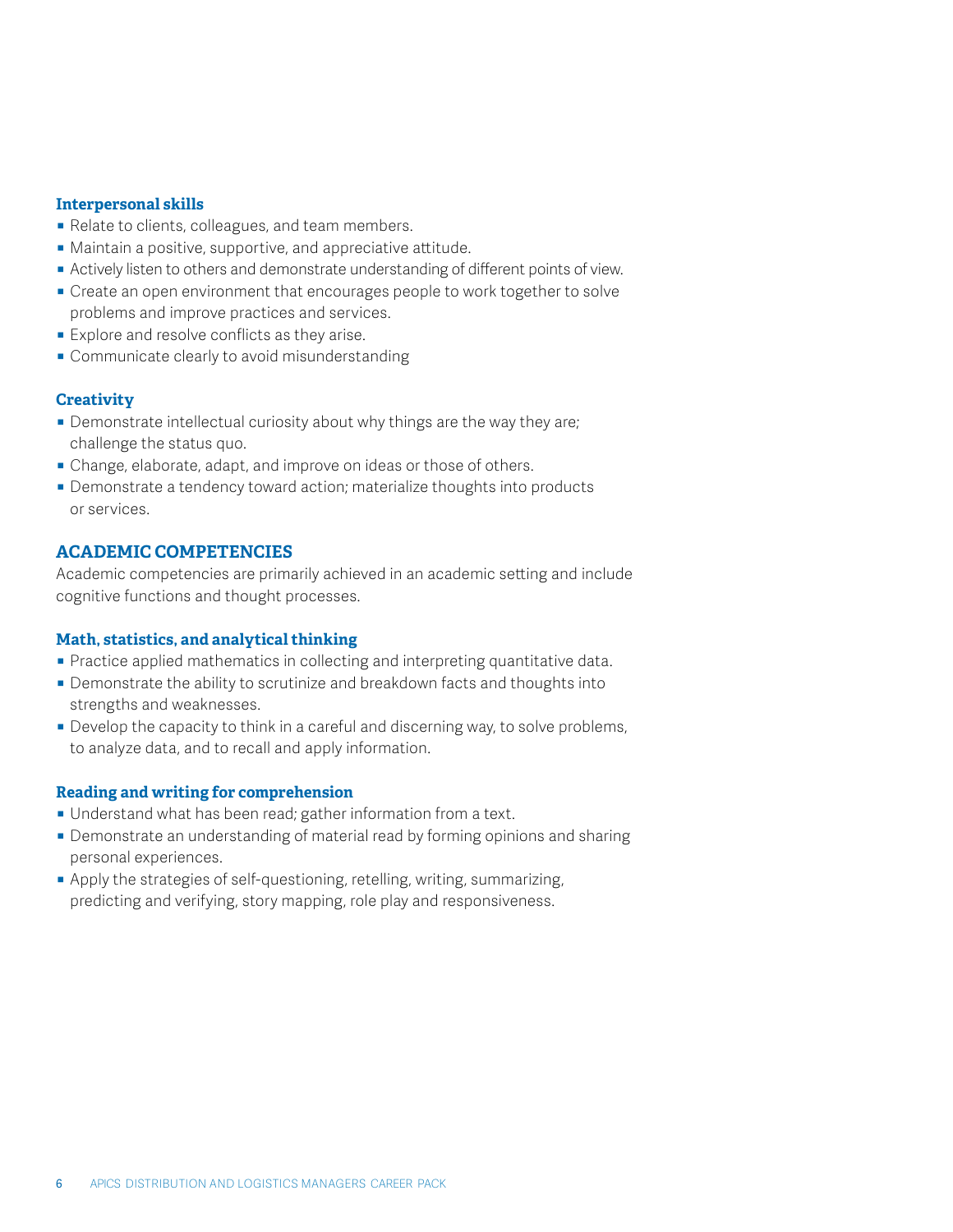### Interpersonal skills

- Relate to clients, colleagues, and team members.
- Maintain a positive, supportive, and appreciative attitude.
- Actively listen to others and demonstrate understanding of different points of view.
- Create an open environment that encourages people to work together to solve problems and improve practices and services.
- Explore and resolve conflicts as they arise.
- Communicate clearly to avoid misunderstanding

### Creativity

- Demonstrate intellectual curiosity about why things are the way they are; challenge the status quo.
- Change, elaborate, adapt, and improve on ideas or those of others.
- Demonstrate a tendency toward action; materialize thoughts into products or services.

## ACADEMIC COMPETENCIES

Academic competencies are primarily achieved in an academic setting and include cognitive functions and thought processes.

### Math, statistics, and analytical thinking

- Practice applied mathematics in collecting and interpreting quantitative data.
- Demonstrate the ability to scrutinize and breakdown facts and thoughts into strengths and weaknesses.
- Develop the capacity to think in a careful and discerning way, to solve problems, to analyze data, and to recall and apply information.

### Reading and writing for comprehension

- Understand what has been read; gather information from a text.
- Demonstrate an understanding of material read by forming opinions and sharing personal experiences.
- Apply the strategies of self-questioning, retelling, writing, summarizing, predicting and verifying, story mapping, role play and responsiveness.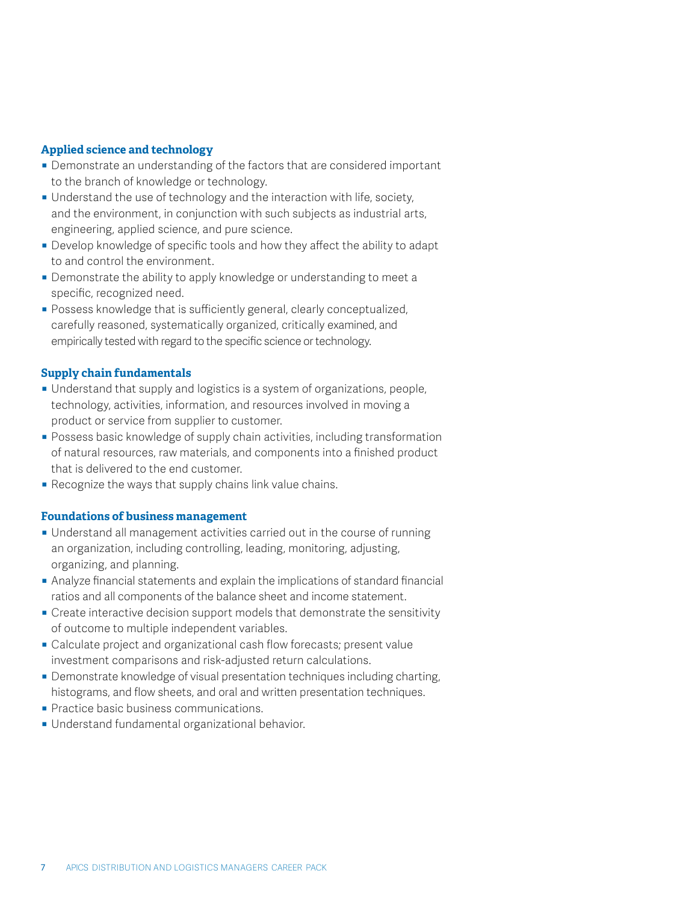### Applied science and technology

- Demonstrate an understanding of the factors that are considered important to the branch of knowledge or technology.
- Understand the use of technology and the interaction with life, society, and the environment, in conjunction with such subjects as industrial arts, engineering, applied science, and pure science.
- Develop knowledge of specific tools and how they affect the ability to adapt to and control the environment.
- Demonstrate the ability to apply knowledge or understanding to meet a specific, recognized need.
- Possess knowledge that is sufficiently general, clearly conceptualized, carefully reasoned, systematically organized, critically examined, and empirically tested with regard to the specific science or technology.

### Supply chain fundamentals

- Understand that supply and logistics is a system of organizations, people, technology, activities, information, and resources involved in moving a product or service from supplier to customer.
- Possess basic knowledge of supply chain activities, including transformation of natural resources, raw materials, and components into a finished product that is delivered to the end customer.
- Recognize the ways that supply chains link value chains.

### Foundations of business management

- Understand all management activities carried out in the course of running an organization, including controlling, leading, monitoring, adjusting, organizing, and planning.
- Analyze financial statements and explain the implications of standard financial ratios and all components of the balance sheet and income statement.
- Create interactive decision support models that demonstrate the sensitivity of outcome to multiple independent variables.
- Calculate project and organizational cash flow forecasts; present value investment comparisons and risk-adjusted return calculations.
- Demonstrate knowledge of visual presentation techniques including charting, histograms, and flow sheets, and oral and written presentation techniques.
- Practice basic business communications.
- Understand fundamental organizational behavior.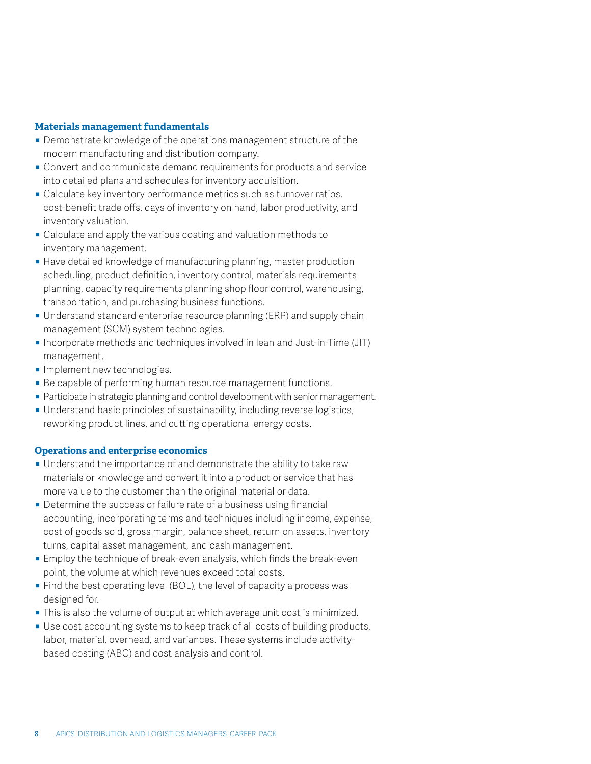### Materials management fundamentals

- Demonstrate knowledge of the operations management structure of the modern manufacturing and distribution company.
- Convert and communicate demand requirements for products and service into detailed plans and schedules for inventory acquisition.
- Calculate key inventory performance metrics such as turnover ratios, cost-benefit trade offs, days of inventory on hand, labor productivity, and inventory valuation.
- Calculate and apply the various costing and valuation methods to inventory management.
- Have detailed knowledge of manufacturing planning, master production scheduling, product definition, inventory control, materials requirements planning, capacity requirements planning shop floor control, warehousing, transportation, and purchasing business functions.
- Understand standard enterprise resource planning (ERP) and supply chain management (SCM) system technologies.
- Incorporate methods and techniques involved in lean and Just-in-Time (JIT) management.
- Implement new technologies.
- Be capable of performing human resource management functions.
- Participate in strategic planning and control development with senior management.
- Understand basic principles of sustainability, including reverse logistics, reworking product lines, and cutting operational energy costs.

### Operations and enterprise economics

- Understand the importance of and demonstrate the ability to take raw materials or knowledge and convert it into a product or service that has more value to the customer than the original material or data.
- Determine the success or failure rate of a business using financial accounting, incorporating terms and techniques including income, expense, cost of goods sold, gross margin, balance sheet, return on assets, inventory turns, capital asset management, and cash management.
- Employ the technique of break-even analysis, which finds the break-even point, the volume at which revenues exceed total costs.
- Find the best operating level (BOL), the level of capacity a process was designed for.
- This is also the volume of output at which average unit cost is minimized.
- Use cost accounting systems to keep track of all costs of building products, labor, material, overhead, and variances. These systems include activity-based costing (ABC) and cost analysis and control.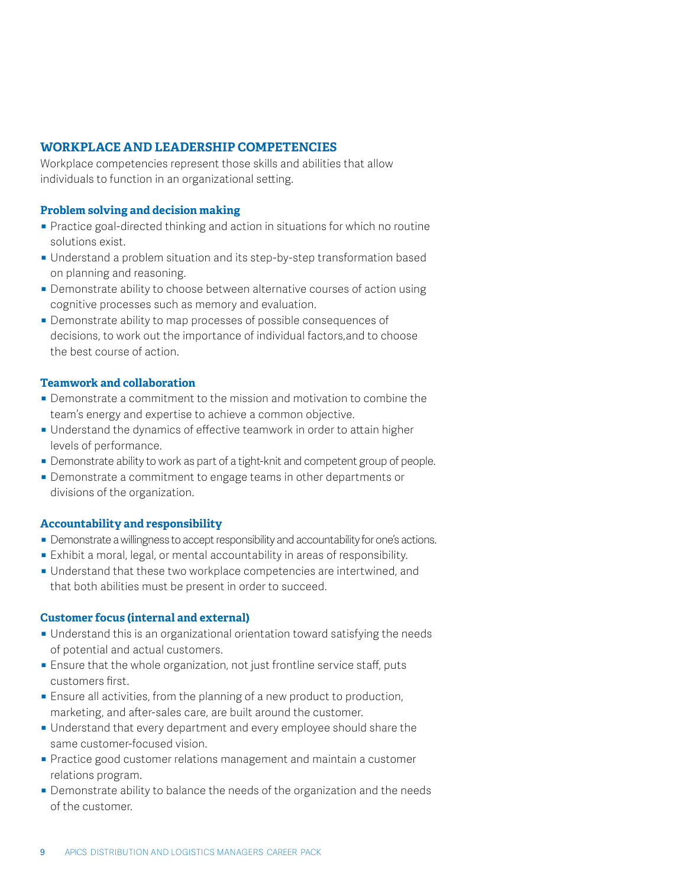## WORKPLACE AND LEADERSHIP COMPETENCIES

Workplace competencies represent those skills and abilities that allow individuals to function in an organizational setting.

### Problem solving and decision making

- Practice goal-directed thinking and action in situations for which no routine solutions exist.
- Understand a problem situation and its step-by-step transformation based on planning and reasoning.
- Demonstrate ability to choose between alternative courses of action using cognitive processes such as memory and evaluation.
- Demonstrate ability to map processes of possible consequences of decisions, to work out the importance of individual factors,and to choose the best course of action.

### Teamwork and collaboration

- Demonstrate a commitment to the mission and motivation to combine the team's energy and expertise to achieve a common objective.
- Understand the dynamics of effective teamwork in order to attain higher levels of performance.
- Demonstrate ability to work as part of a tight-knit and competent group of people.
- Demonstrate a commitment to engage teams in other departments or divisions of the organization.

### Accountability and responsibility

- Demonstrate a willingness to accept responsibility and accountability for one's actions.
- Exhibit a moral, legal, or mental accountability in areas of responsibility.
- Understand that these two workplace competencies are intertwined, and that both abilities must be present in order to succeed.

### Customer focus (internal and external)

- Understand this is an organizational orientation toward satisfying the needs of potential and actual customers.
- Ensure that the whole organization, not just frontline service staff, puts customers first.
- Ensure all activities, from the planning of a new product to production, marketing, and after-sales care, are built around the customer.
- Understand that every department and every employee should share the same customer-focused vision.
- Practice good customer relations management and maintain a customer relations program.
- Demonstrate ability to balance the needs of the organization and the needs of the customer.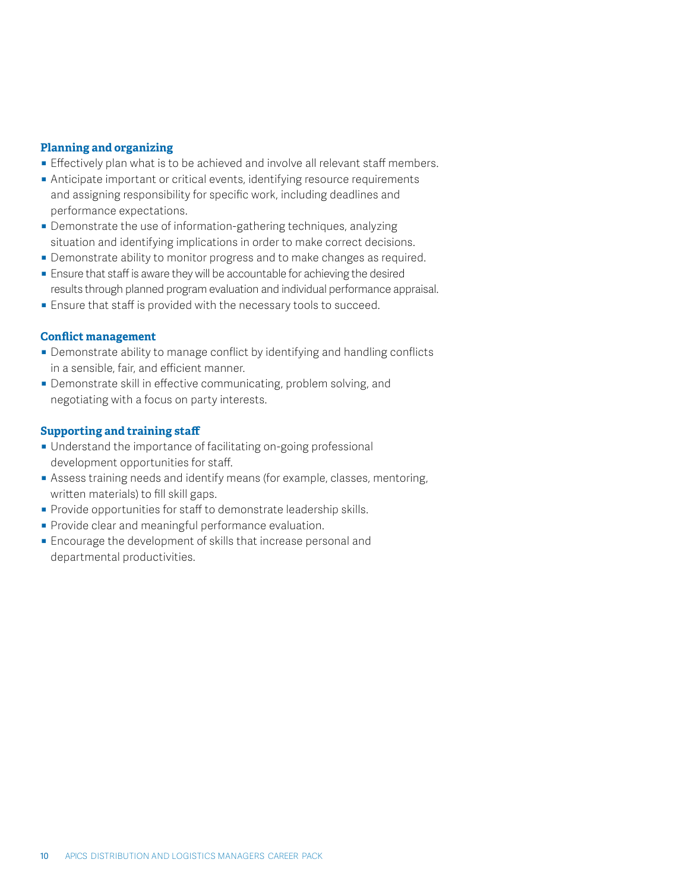**Planning and organizing**

- Effectively plan what is to be achieved and involve all relevant staff members.
- Anticipate important or critical events, identifying resource requirements and assigning responsibility for specific work, including deadlines and performance expectations.
- Demonstrate the use of information-gathering techniques, analyzing situation and identifying implications in order to make correct decisions.
- Demonstrate ability to monitor progress and to make changes as required.
- Ensure that staff is aware they will be accountable for achieving the desired results through planned program evaluation and individual performance appraisal.
- Ensure that staff is provided with the necessary tools to succeed.

**Conflict management**

- Demonstrate ability to manage conflict by identifying and handling conflicts in a sensible, fair, and efficient manner.
- Demonstrate skill in effective communicating, problem solving, and negotiating with a focus on party interests.

**Supporting and training staff**

- Understand the importance of facilitating on-going professional development opportunities for staff.
- Assess training needs and identify means (for example, classes, mentoring, written materials) to fill skill gaps.
- Provide opportunities for staff to demonstrate leadership skills.
- Provide clear and meaningful performance evaluation.
- Encourage the development of skills that increase personal and departmental productivities.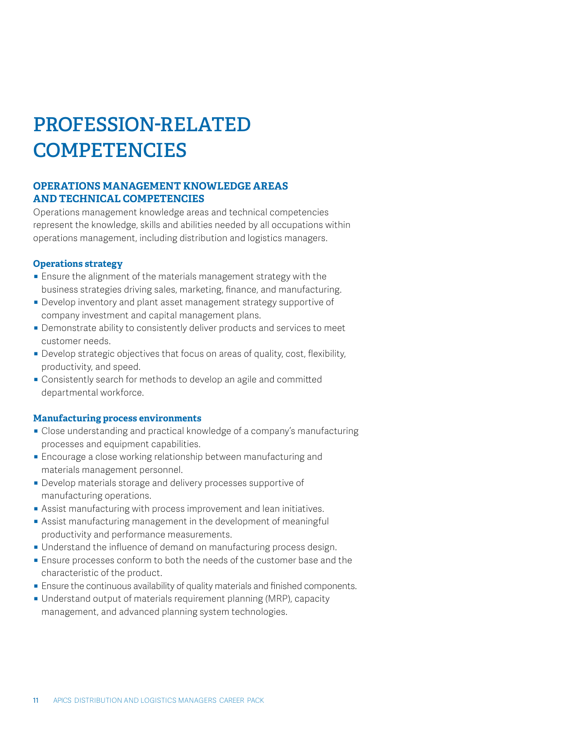# PROFESSION-RELATED COMPETENCIES

## OPERATIONS MANAGEMENT KNOWLEDGE AREAS AND TECHNICAL COMPETENCIES

Operations management knowledge areas and technical competencies represent the knowledge, skills and abilities needed by all occupations within operations management, including distribution and logistics managers.

### Operations strategy

- Ensure the alignment of the materials management strategy with the business strategies driving sales, marketing, finance, and manufacturing.
- Develop inventory and plant asset management strategy supportive of company investment and capital management plans.
- Demonstrate ability to consistently deliver products and services to meet customer needs.
- Develop strategic objectives that focus on areas of quality, cost, flexibility, productivity, and speed.
- Consistently search for methods to develop an agile and committed departmental workforce.

### Manufacturing process environments

- Close understanding and practical knowledge of a company's manufacturing processes and equipment capabilities.
- Encourage a close working relationship between manufacturing and materials management personnel.
- Develop materials storage and delivery processes supportive of manufacturing operations.
- Assist manufacturing with process improvement and lean initiatives.
- Assist manufacturing management in the development of meaningful productivity and performance measurements.
- Understand the influence of demand on manufacturing process design.
- Ensure processes conform to both the needs of the customer base and the characteristic of the product.
- Ensure the continuous availability of quality materials and finished components.
- Understand output of materials requirement planning (MRP), capacity management, and advanced planning system technologies.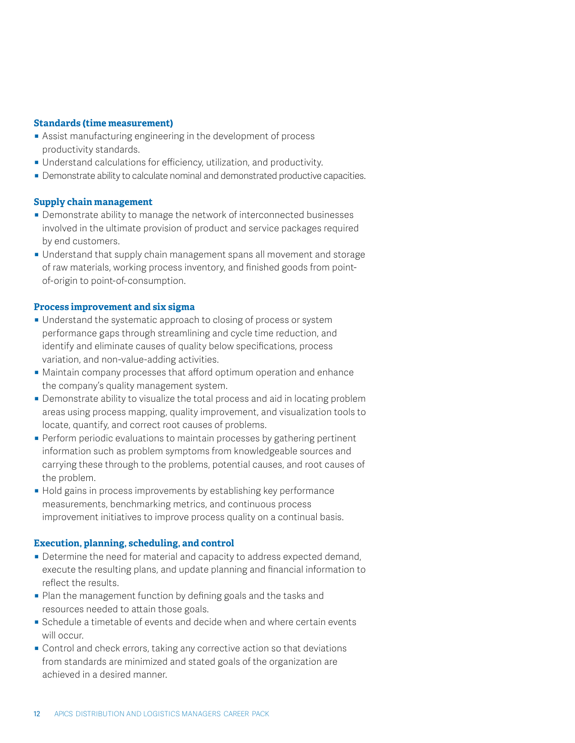### Standards (time measurement)

- Assist manufacturing engineering in the development of process productivity standards.
- Understand calculations for efficiency, utilization, and productivity.
- Demonstrate ability to calculate nominal and demonstrated productive capacities.

### Supply chain management

- Demonstrate ability to manage the network of interconnected businesses involved in the ultimate provision of product and service packages required by end customers.
- Understand that supply chain management spans all movement and storage of raw materials, working process inventory, and finished goods from point-of-origin to point-of-consumption.

### Process improvement and six sigma

- Understand the systematic approach to closing of process or system performance gaps through streamlining and cycle time reduction, and identify and eliminate causes of quality below specifications, process variation, and non-value-adding activities.
- Maintain company processes that afford optimum operation and enhance the company's quality management system.
- Demonstrate ability to visualize the total process and aid in locating problem areas using process mapping, quality improvement, and visualization tools to locate, quantify, and correct root causes of problems.
- Perform periodic evaluations to maintain processes by gathering pertinent information such as problem symptoms from knowledgeable sources and carrying these through to the problems, potential causes, and root causes of the problem.
- Hold gains in process improvements by establishing key performance measurements, benchmarking metrics, and continuous process improvement initiatives to improve process quality on a continual basis.

### Execution, planning, scheduling, and control

- Determine the need for material and capacity to address expected demand, execute the resulting plans, and update planning and financial information to reflect the results.
- Plan the management function by defining goals and the tasks and resources needed to attain those goals.
- Schedule a timetable of events and decide when and where certain events will occur.
- Control and check errors, taking any corrective action so that deviations from standards are minimized and stated goals of the organization are achieved in a desired manner.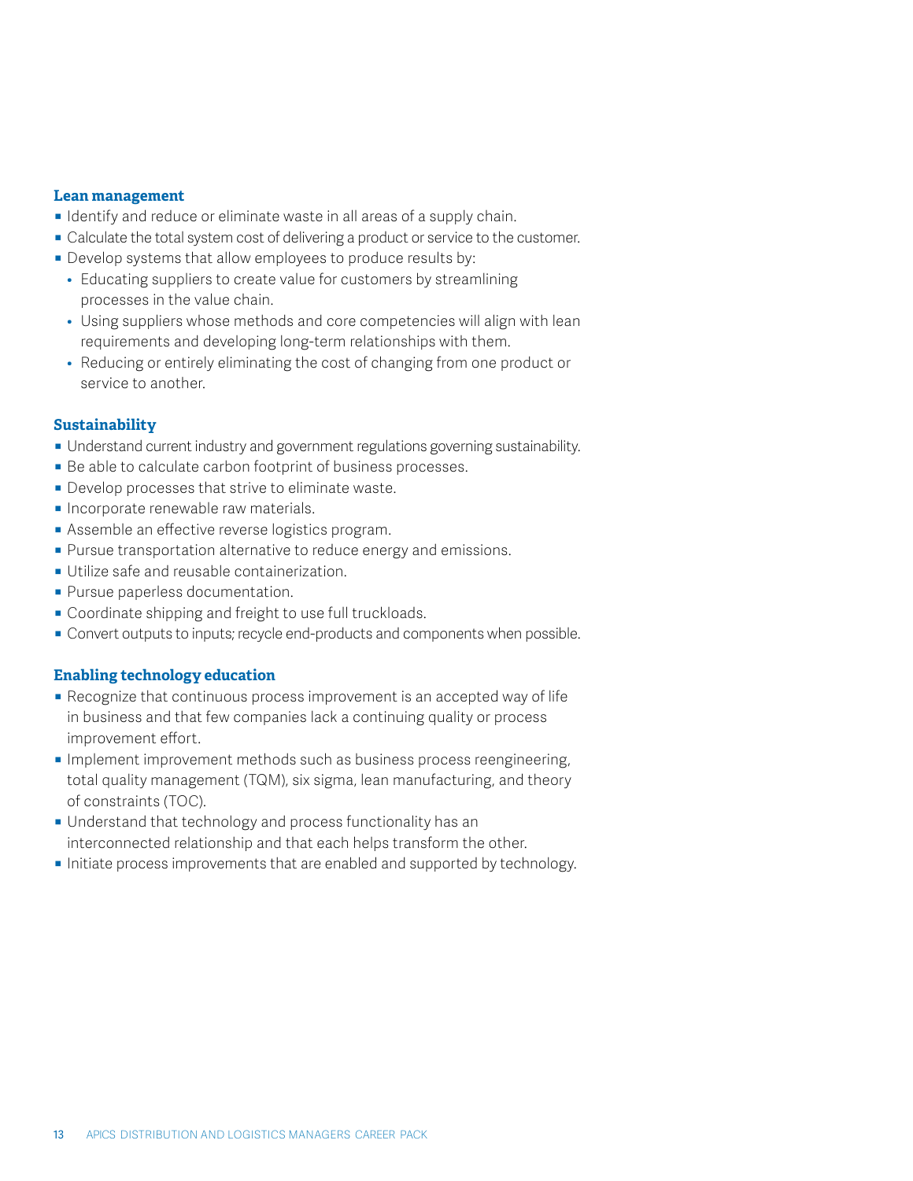### Lean management

- Identify and reduce or eliminate waste in all areas of a supply chain.
- Calculate the total system cost of delivering a product or service to the customer.
- Develop systems that allow employees to produce results by:
  - Educating suppliers to create value for customers by streamlining processes in the value chain.
  - Using suppliers whose methods and core competencies will align with lean requirements and developing long-term relationships with them.
  - Reducing or entirely eliminating the cost of changing from one product or service to another.

### Sustainability

- Understand current industry and government regulations governing sustainability.
- Be able to calculate carbon footprint of business processes.
- Develop processes that strive to eliminate waste.
- Incorporate renewable raw materials.
- Assemble an effective reverse logistics program.
- Pursue transportation alternative to reduce energy and emissions.
- Utilize safe and reusable containerization.
- Pursue paperless documentation.
- Coordinate shipping and freight to use full truckloads.
- Convert outputs to inputs; recycle end-products and components when possible.

### Enabling technology education

- Recognize that continuous process improvement is an accepted way of life in business and that few companies lack a continuing quality or process improvement effort.
- Implement improvement methods such as business process reengineering, total quality management (TQM), six sigma, lean manufacturing, and theory of constraints (TOC).
- Understand that technology and process functionality has an interconnected relationship and that each helps transform the other.
- Initiate process improvements that are enabled and supported by technology.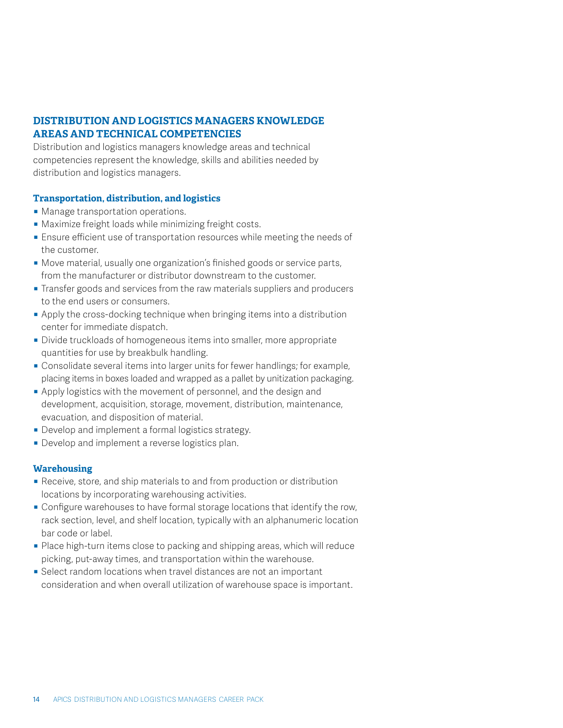## DISTRIBUTION AND LOGISTICS MANAGERS KNOWLEDGE AREAS AND TECHNICAL COMPETENCIES

Distribution and logistics managers knowledge areas and technical competencies represent the knowledge, skills and abilities needed by distribution and logistics managers.

### Transportation, distribution, and logistics

- Manage transportation operations.
- Maximize freight loads while minimizing freight costs.
- Ensure efficient use of transportation resources while meeting the needs of the customer.
- Move material, usually one organization's finished goods or service parts, from the manufacturer or distributor downstream to the customer.
- Transfer goods and services from the raw materials suppliers and producers to the end users or consumers.
- Apply the cross-docking technique when bringing items into a distribution center for immediate dispatch.
- Divide truckloads of homogeneous items into smaller, more appropriate quantities for use by breakbulk handling.
- Consolidate several items into larger units for fewer handlings; for example, placing items in boxes loaded and wrapped as a pallet by unitization packaging.
- Apply logistics with the movement of personnel, and the design and development, acquisition, storage, movement, distribution, maintenance, evacuation, and disposition of material.
- Develop and implement a formal logistics strategy.
- Develop and implement a reverse logistics plan.

### Warehousing

- Receive, store, and ship materials to and from production or distribution locations by incorporating warehousing activities.
- Configure warehouses to have formal storage locations that identify the row, rack section, level, and shelf location, typically with an alphanumeric location bar code or label.
- Place high-turn items close to packing and shipping areas, which will reduce picking, put-away times, and transportation within the warehouse.
- Select random locations when travel distances are not an important consideration and when overall utilization of warehouse space is important.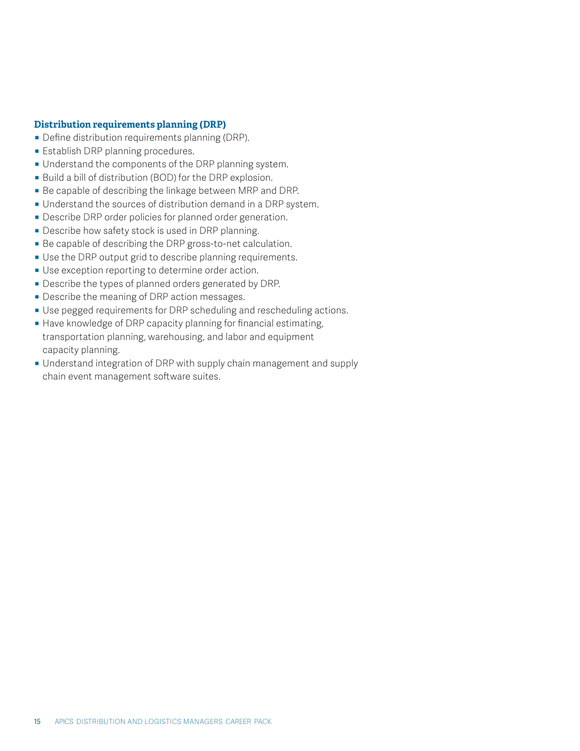### Distribution requirements planning (DRP)

- Define distribution requirements planning (DRP).
- Establish DRP planning procedures.
- Understand the components of the DRP planning system.
- Build a bill of distribution (BOD) for the DRP explosion.
- Be capable of describing the linkage between MRP and DRP.
- Understand the sources of distribution demand in a DRP system.
- Describe DRP order policies for planned order generation.
- Describe how safety stock is used in DRP planning.
- Be capable of describing the DRP gross-to-net calculation.
- Use the DRP output grid to describe planning requirements.
- Use exception reporting to determine order action.
- Describe the types of planned orders generated by DRP.
- Describe the meaning of DRP action messages.
- Use pegged requirements for DRP scheduling and rescheduling actions.
- Have knowledge of DRP capacity planning for financial estimating, transportation planning, warehousing, and labor and equipment capacity planning.
- Understand integration of DRP with supply chain management and supply chain event management software suites.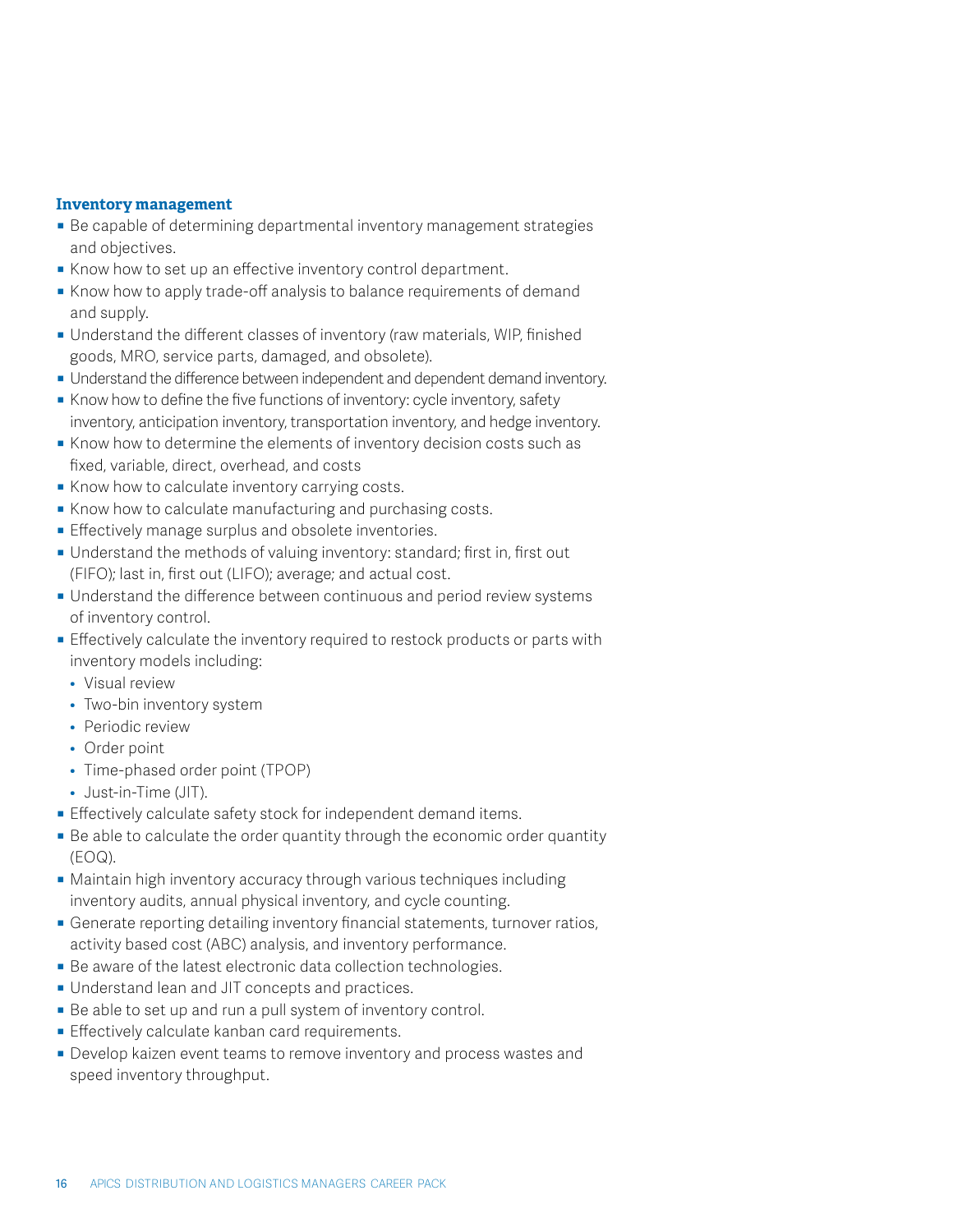### Inventory management

- Be capable of determining departmental inventory management strategies and objectives.
- Know how to set up an effective inventory control department.
- Know how to apply trade-off analysis to balance requirements of demand and supply.
- Understand the different classes of inventory (raw materials, WIP, finished goods, MRO, service parts, damaged, and obsolete).
- Understand the difference between independent and dependent demand inventory.
- Know how to define the five functions of inventory: cycle inventory, safety inventory, anticipation inventory, transportation inventory, and hedge inventory.
- Know how to determine the elements of inventory decision costs such as fixed, variable, direct, overhead, and costs
- Know how to calculate inventory carrying costs.
- Know how to calculate manufacturing and purchasing costs.
- Effectively manage surplus and obsolete inventories.
- Understand the methods of valuing inventory: standard; first in, first out (FIFO); last in, first out (LIFO); average; and actual cost.
- Understand the difference between continuous and period review systems of inventory control.
- Effectively calculate the inventory required to restock products or parts with inventory models including:
  - Visual review
  - Two-bin inventory system
  - Periodic review
  - Order point
  - Time-phased order point (TPOP)
  - Just-in-Time (JIT).
- Effectively calculate safety stock for independent demand items.
- Be able to calculate the order quantity through the economic order quantity (EOQ).
- Maintain high inventory accuracy through various techniques including inventory audits, annual physical inventory, and cycle counting.
- Generate reporting detailing inventory financial statements, turnover ratios, activity based cost (ABC) analysis, and inventory performance.
- Be aware of the latest electronic data collection technologies.
- Understand lean and JIT concepts and practices.
- Be able to set up and run a pull system of inventory control.
- Effectively calculate kanban card requirements.
- Develop kaizen event teams to remove inventory and process wastes and speed inventory throughput.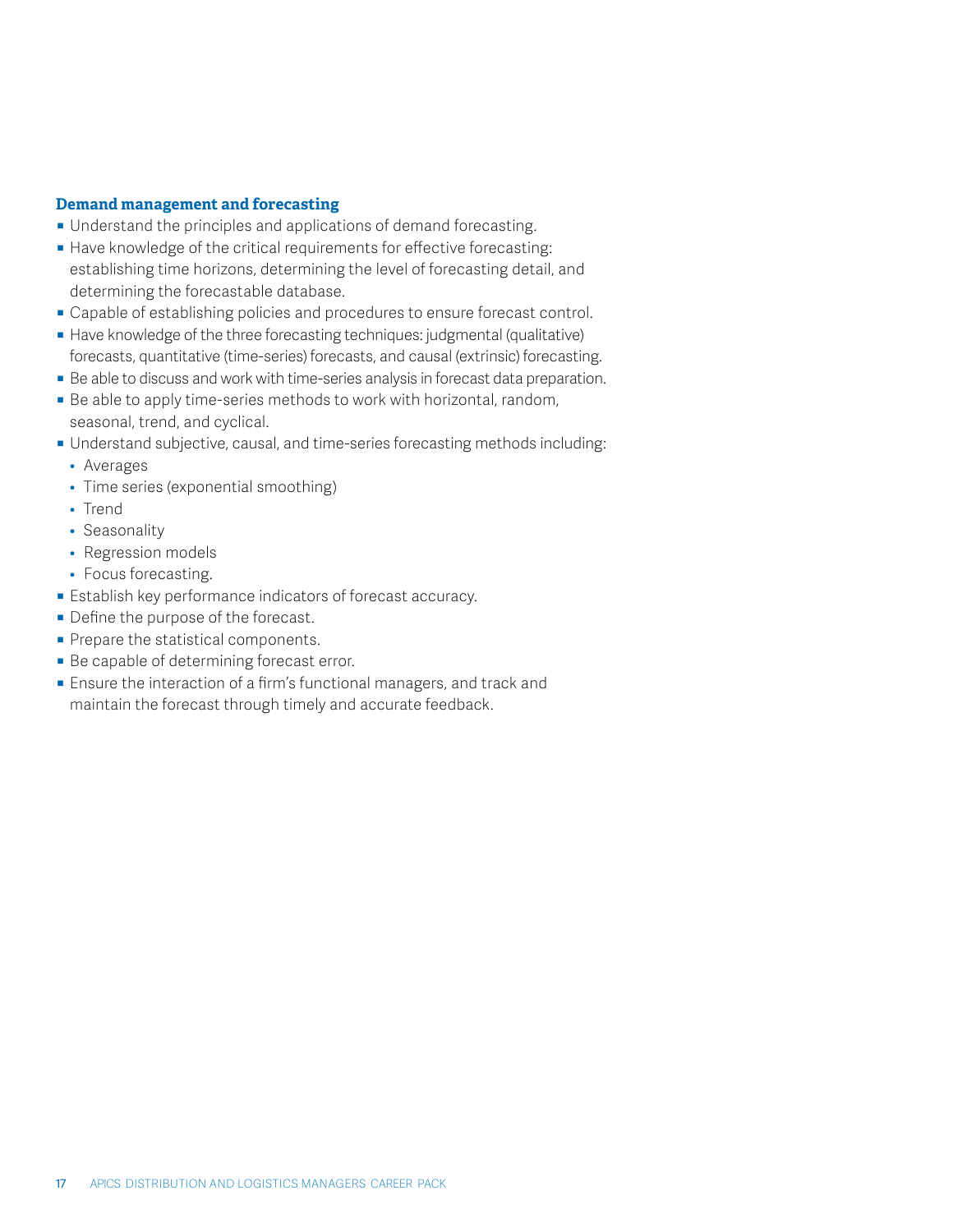### Demand management and forecasting

- Understand the principles and applications of demand forecasting.
- Have knowledge of the critical requirements for effective forecasting: establishing time horizons, determining the level of forecasting detail, and determining the forecastable database.
- Capable of establishing policies and procedures to ensure forecast control.
- Have knowledge of the three forecasting techniques: judgmental (qualitative) forecasts, quantitative (time-series) forecasts, and causal (extrinsic) forecasting.
- Be able to discuss and work with time-series analysis in forecast data preparation.
- Be able to apply time-series methods to work with horizontal, random, seasonal, trend, and cyclical.
- Understand subjective, causal, and time-series forecasting methods including:
  - Averages
  - Time series (exponential smoothing)
  - Trend
  - Seasonality
  - Regression models
  - Focus forecasting.
- Establish key performance indicators of forecast accuracy.
- Define the purpose of the forecast.
- Prepare the statistical components.
- Be capable of determining forecast error.
- Ensure the interaction of a firm's functional managers, and track and maintain the forecast through timely and accurate feedback.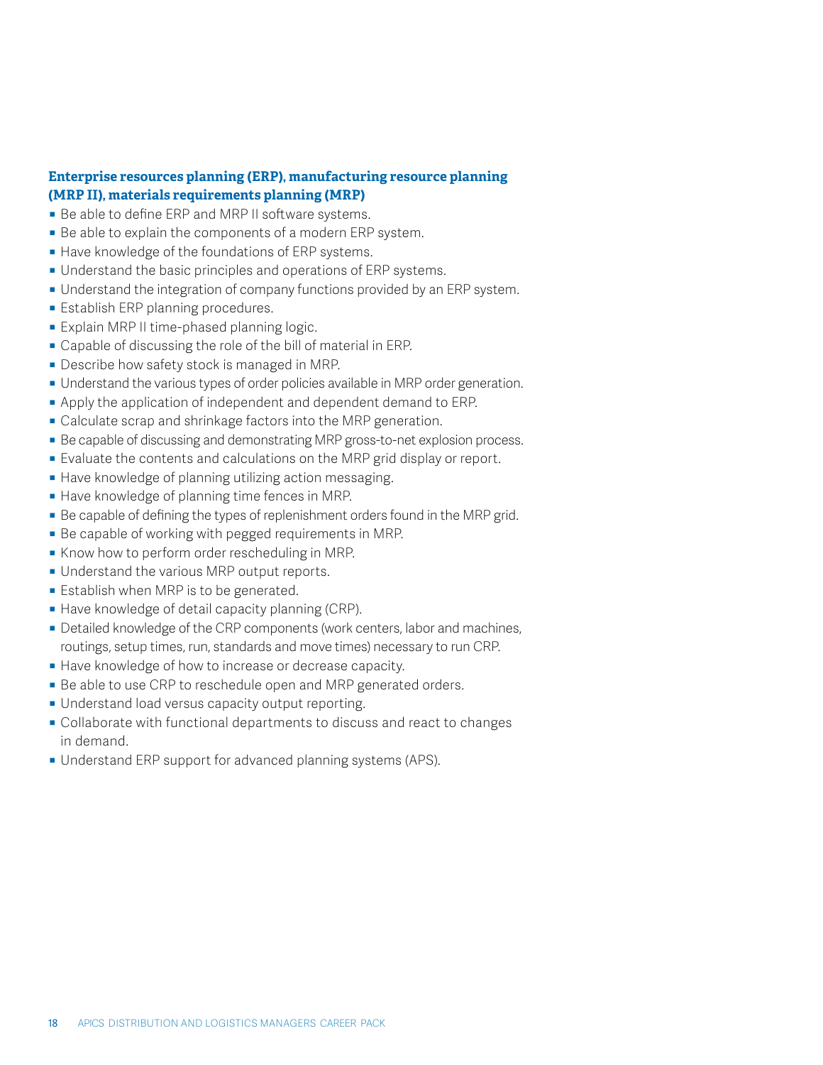### Enterprise resources planning (ERP), manufacturing resource planning (MRP II), materials requirements planning (MRP)

- Be able to define ERP and MRP II software systems.
- Be able to explain the components of a modern ERP system.
- Have knowledge of the foundations of ERP systems.
- Understand the basic principles and operations of ERP systems.
- Understand the integration of company functions provided by an ERP system.
- Establish ERP planning procedures.
- Explain MRP II time-phased planning logic.
- Capable of discussing the role of the bill of material in ERP.
- Describe how safety stock is managed in MRP.
- Understand the various types of order policies available in MRP order generation.
- Apply the application of independent and dependent demand to ERP.
- Calculate scrap and shrinkage factors into the MRP generation.
- Be capable of discussing and demonstrating MRP gross-to-net explosion process.
- Evaluate the contents and calculations on the MRP grid display or report.
- Have knowledge of planning utilizing action messaging.
- Have knowledge of planning time fences in MRP.
- Be capable of defining the types of replenishment orders found in the MRP grid.
- Be capable of working with pegged requirements in MRP.
- Know how to perform order rescheduling in MRP.
- Understand the various MRP output reports.
- Establish when MRP is to be generated.
- Have knowledge of detail capacity planning (CRP).
- Detailed knowledge of the CRP components (work centers, labor and machines, routings, setup times, run, standards and move times) necessary to run CRP.
- Have knowledge of how to increase or decrease capacity.
- Be able to use CRP to reschedule open and MRP generated orders.
- Understand load versus capacity output reporting.
- Collaborate with functional departments to discuss and react to changes in demand.
- Understand ERP support for advanced planning systems (APS).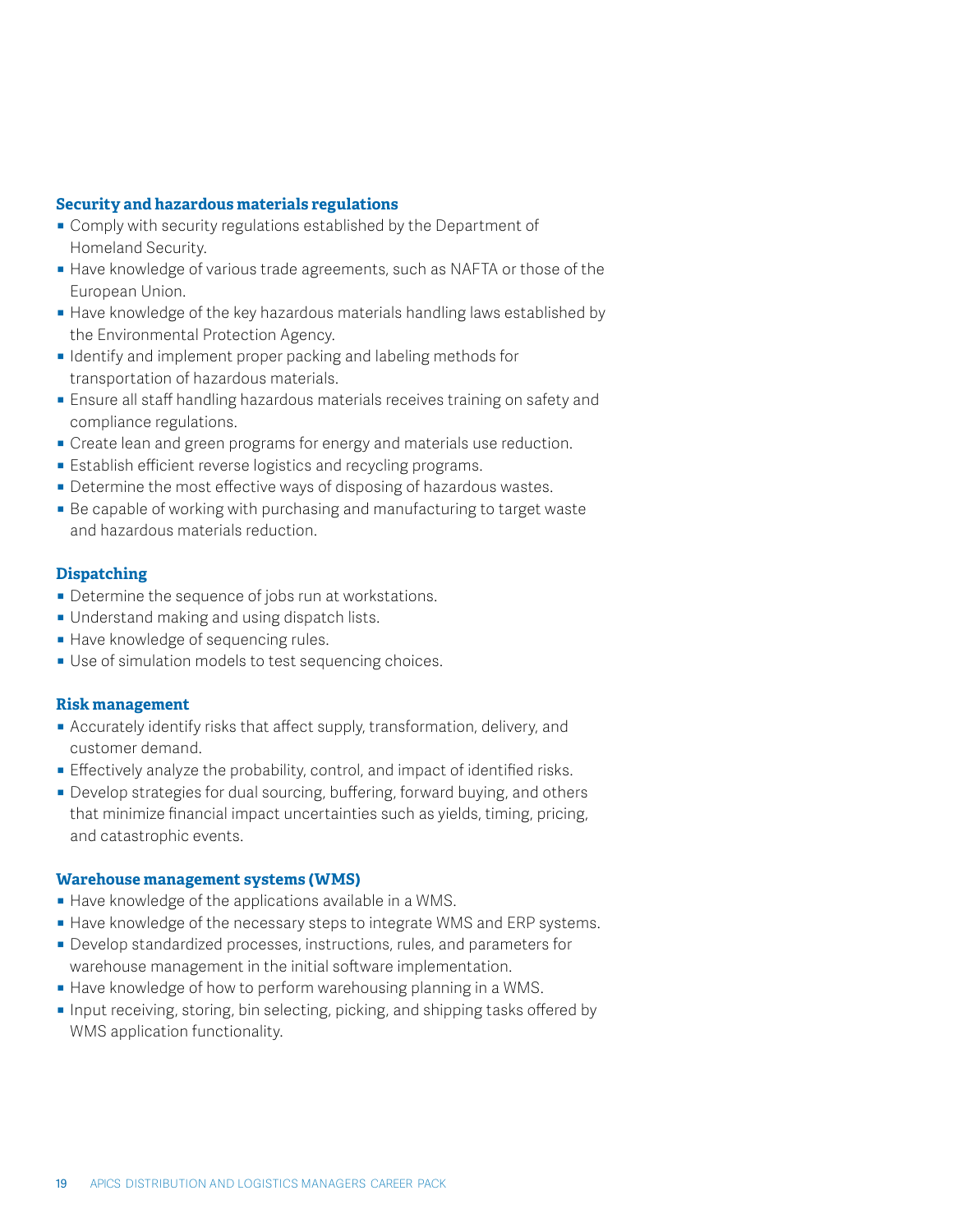### Security and hazardous materials regulations

- Comply with security regulations established by the Department of Homeland Security.
- Have knowledge of various trade agreements, such as NAFTA or those of the European Union.
- Have knowledge of the key hazardous materials handling laws established by the Environmental Protection Agency.
- Identify and implement proper packing and labeling methods for transportation of hazardous materials.
- Ensure all staff handling hazardous materials receives training on safety and compliance regulations.
- Create lean and green programs for energy and materials use reduction.
- Establish efficient reverse logistics and recycling programs.
- Determine the most effective ways of disposing of hazardous wastes.
- Be capable of working with purchasing and manufacturing to target waste and hazardous materials reduction.

### Dispatching

- Determine the sequence of jobs run at workstations.
- Understand making and using dispatch lists.
- Have knowledge of sequencing rules.
- Use of simulation models to test sequencing choices.

### Risk management

- Accurately identify risks that affect supply, transformation, delivery, and customer demand.
- Effectively analyze the probability, control, and impact of identified risks.
- Develop strategies for dual sourcing, buffering, forward buying, and others that minimize financial impact uncertainties such as yields, timing, pricing, and catastrophic events.

### Warehouse management systems (WMS)

- Have knowledge of the applications available in a WMS.
- Have knowledge of the necessary steps to integrate WMS and ERP systems.
- Develop standardized processes, instructions, rules, and parameters for warehouse management in the initial software implementation.
- Have knowledge of how to perform warehousing planning in a WMS.
- Input receiving, storing, bin selecting, picking, and shipping tasks offered by WMS application functionality.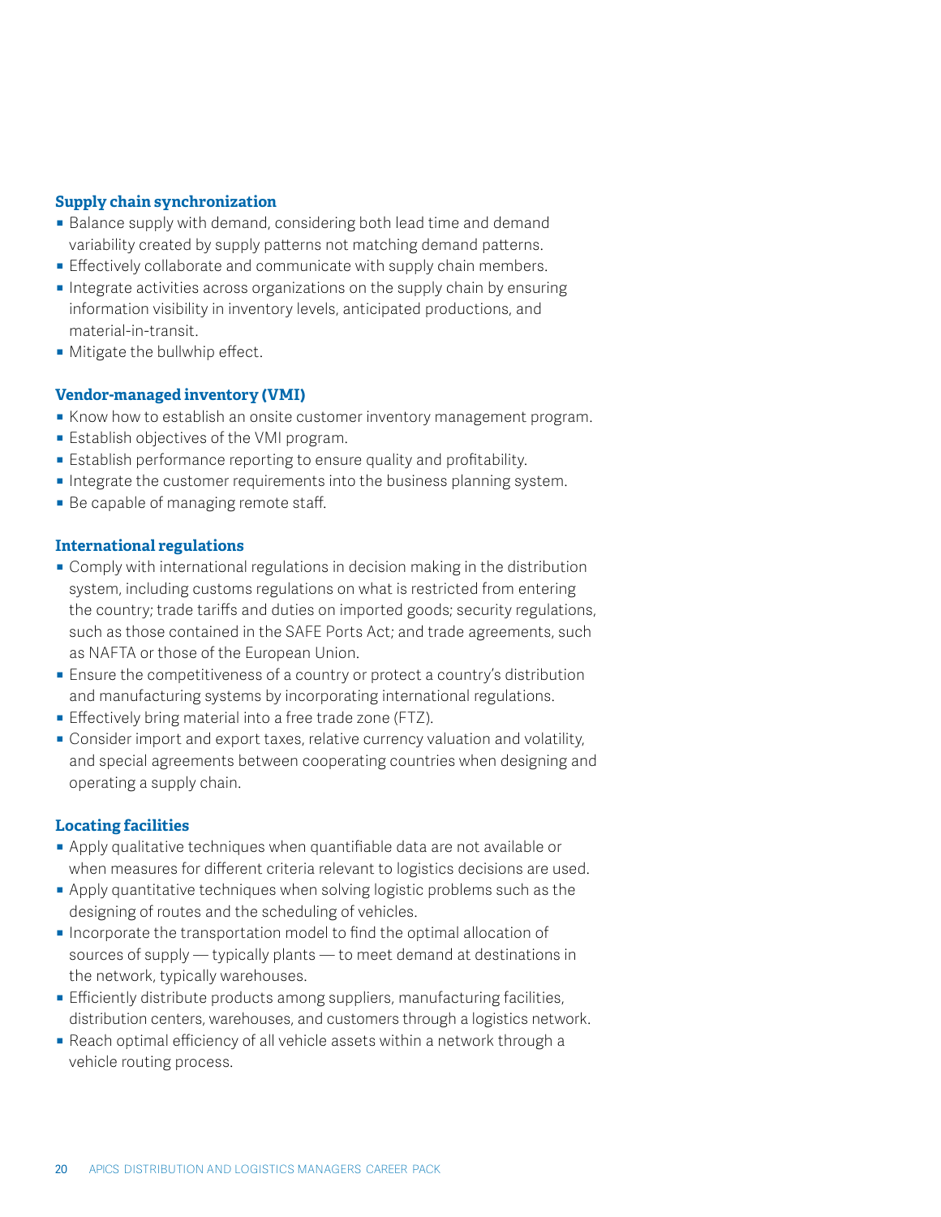### Supply chain synchronization

- Balance supply with demand, considering both lead time and demand variability created by supply patterns not matching demand patterns.
- Effectively collaborate and communicate with supply chain members.
- Integrate activities across organizations on the supply chain by ensuring information visibility in inventory levels, anticipated productions, and material-in-transit.
- Mitigate the bullwhip effect.

### Vendor-managed inventory (VMI)

- Know how to establish an onsite customer inventory management program.
- Establish objectives of the VMI program.
- Establish performance reporting to ensure quality and profitability.
- Integrate the customer requirements into the business planning system.
- Be capable of managing remote staff.

### International regulations

- Comply with international regulations in decision making in the distribution system, including customs regulations on what is restricted from entering the country; trade tariffs and duties on imported goods; security regulations, such as those contained in the SAFE Ports Act; and trade agreements, such as NAFTA or those of the European Union.
- Ensure the competitiveness of a country or protect a country's distribution and manufacturing systems by incorporating international regulations.
- Effectively bring material into a free trade zone (FTZ).
- Consider import and export taxes, relative currency valuation and volatility, and special agreements between cooperating countries when designing and operating a supply chain.

### Locating facilities

- Apply qualitative techniques when quantifiable data are not available or when measures for different criteria relevant to logistics decisions are used.
- Apply quantitative techniques when solving logistic problems such as the designing of routes and the scheduling of vehicles.
- Incorporate the transportation model to find the optimal allocation of sources of supply — typically plants — to meet demand at destinations in the network, typically warehouses.
- Efficiently distribute products among suppliers, manufacturing facilities, distribution centers, warehouses, and customers through a logistics network.
- Reach optimal efficiency of all vehicle assets within a network through a vehicle routing process.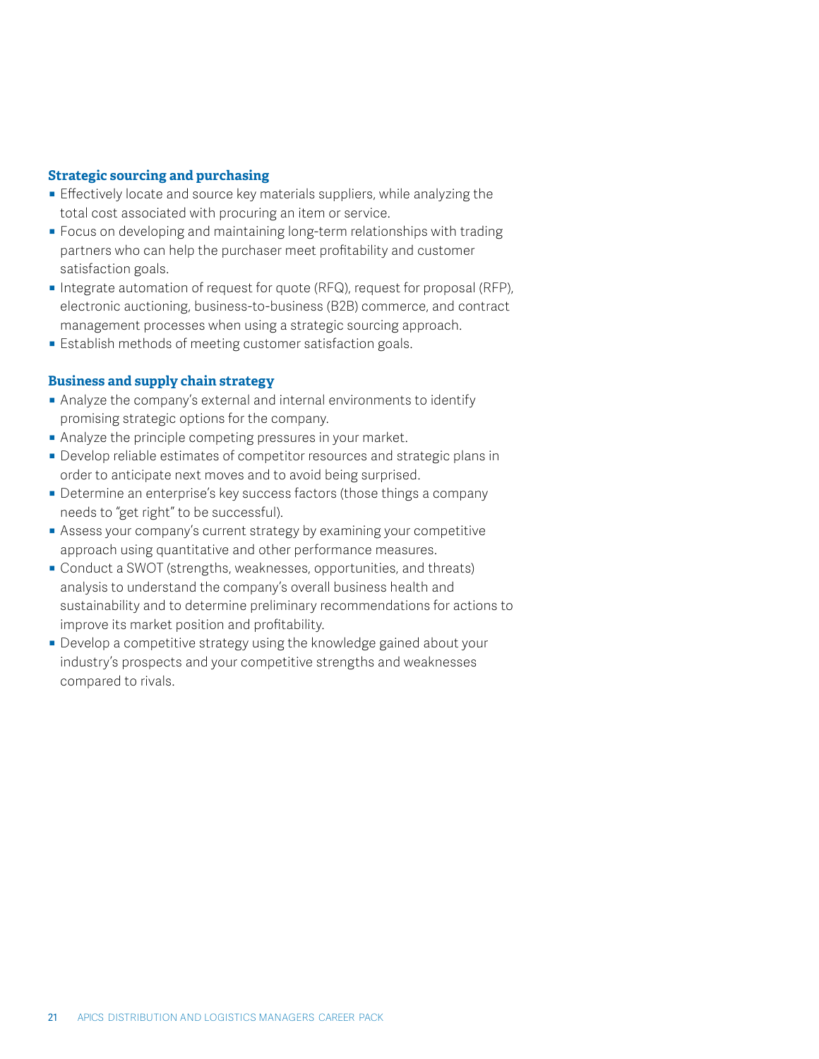### Strategic sourcing and purchasing

- Effectively locate and source key materials suppliers, while analyzing the total cost associated with procuring an item or service.
- Focus on developing and maintaining long-term relationships with trading partners who can help the purchaser meet profitability and customer satisfaction goals.
- Integrate automation of request for quote (RFQ), request for proposal (RFP), electronic auctioning, business-to-business (B2B) commerce, and contract management processes when using a strategic sourcing approach.
- Establish methods of meeting customer satisfaction goals.

### Business and supply chain strategy

- Analyze the company's external and internal environments to identify promising strategic options for the company.
- Analyze the principle competing pressures in your market.
- Develop reliable estimates of competitor resources and strategic plans in order to anticipate next moves and to avoid being surprised.
- Determine an enterprise's key success factors (those things a company needs to "get right" to be successful).
- Assess your company's current strategy by examining your competitive approach using quantitative and other performance measures.
- Conduct a SWOT (strengths, weaknesses, opportunities, and threats) analysis to understand the company's overall business health and sustainability and to determine preliminary recommendations for actions to improve its market position and profitability.
- Develop a competitive strategy using the knowledge gained about your industry's prospects and your competitive strengths and weaknesses compared to rivals.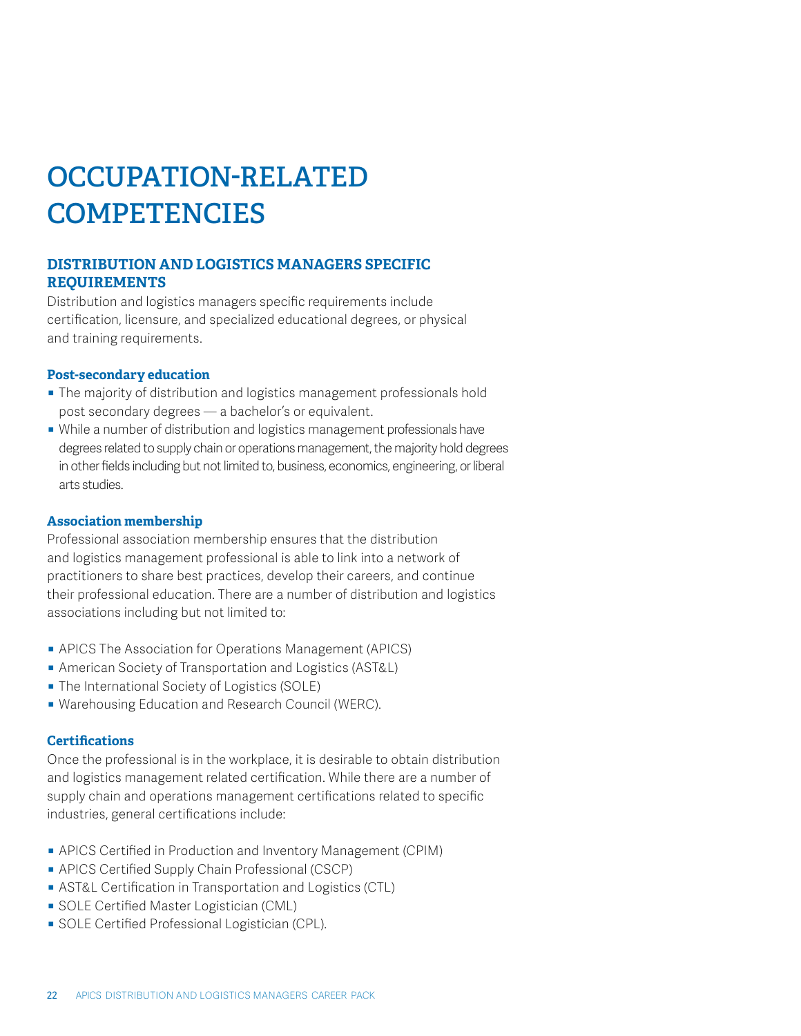# OCCUPATION-RELATED COMPETENCIES

## DISTRIBUTION AND LOGISTICS MANAGERS SPECIFIC REQUIREMENTS

Distribution and logistics managers specific requirements include certification, licensure, and specialized educational degrees, or physical and training requirements.

### Post-secondary education

- The majority of distribution and logistics management professionals hold post secondary degrees — a bachelor's or equivalent.
- While a number of distribution and logistics management professionals have degrees related to supply chain or operations management, the majority hold degrees in other fields including but not limited to, business, economics, engineering, or liberal arts studies.

### Association membership

Professional association membership ensures that the distribution and logistics management professional is able to link into a network of practitioners to share best practices, develop their careers, and continue their professional education. There are a number of distribution and logistics associations including but not limited to:

- APICS The Association for Operations Management (APICS)
- American Society of Transportation and Logistics (AST&L)
- The International Society of Logistics (SOLE)
- Warehousing Education and Research Council (WERC).

### Certifications

Once the professional is in the workplace, it is desirable to obtain distribution and logistics management related certification. While there are a number of supply chain and operations management certifications related to specific industries, general certifications include:

- APICS Certified in Production and Inventory Management (CPIM)
- APICS Certified Supply Chain Professional (CSCP)
- AST&L Certification in Transportation and Logistics (CTL)
- SOLE Certified Master Logistician (CML)
- SOLE Certified Professional Logistician (CPL).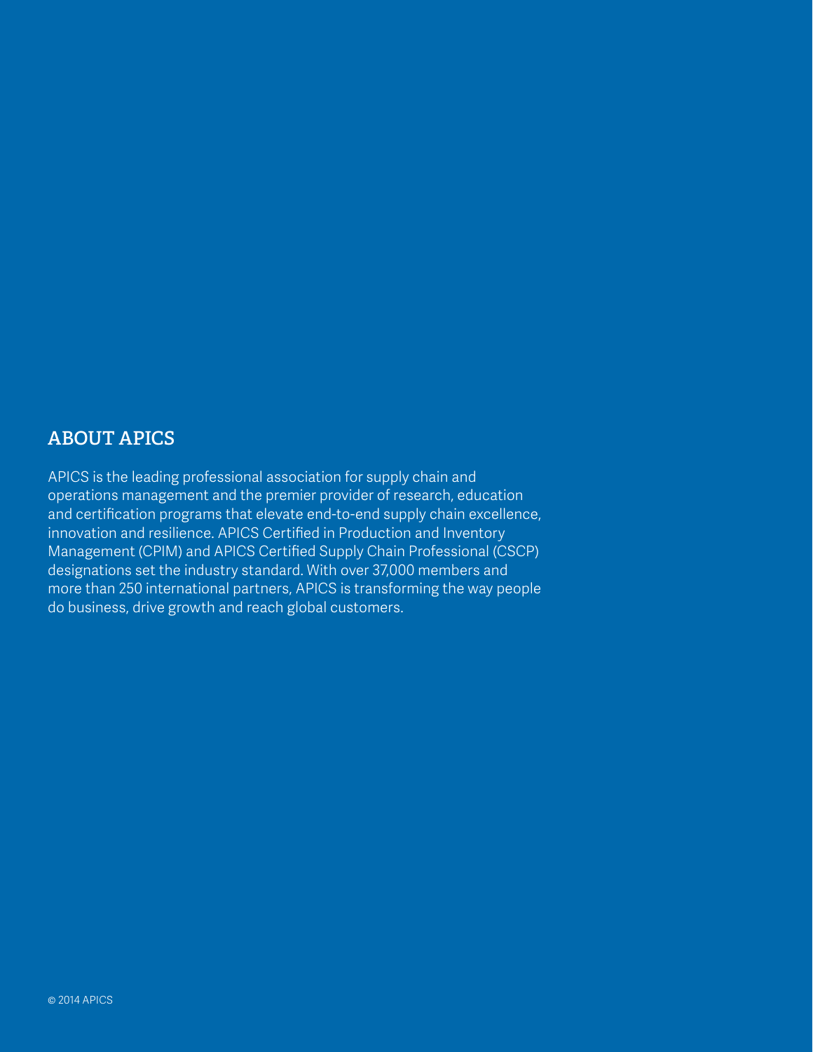## ABOUT APICS

APICS is the leading professional association for supply chain and operations management and the premier provider of research, education and certification programs that elevate end-to-end supply chain excellence, innovation and resilience. APICS Certified in Production and Inventory Management (CPIM) and APICS Certified Supply Chain Professional (CSCP) designations set the industry standard. With over 37,000 members and more than 250 international partners, APICS is transforming the way people do business, drive growth and reach global customers.

© 2014 APICS